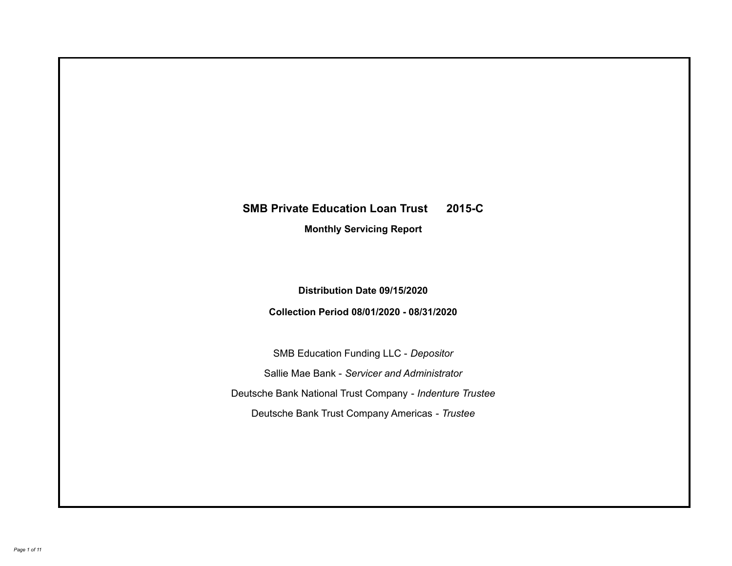# SMB Private Education Loan Trust 2015-C

## Monthly Servicing Report

**Distribution Date 09/15/2020**

**Collection Period 08/01/2020 - 08/31/2020**

SMB Education Funding LLC - *Depositor*

Sallie Mae Bank - *Servicer and Administrator*

Deutsche Bank National Trust Company - *Indenture Trustee*

Deutsche Bank Trust Company Americas - *Trustee*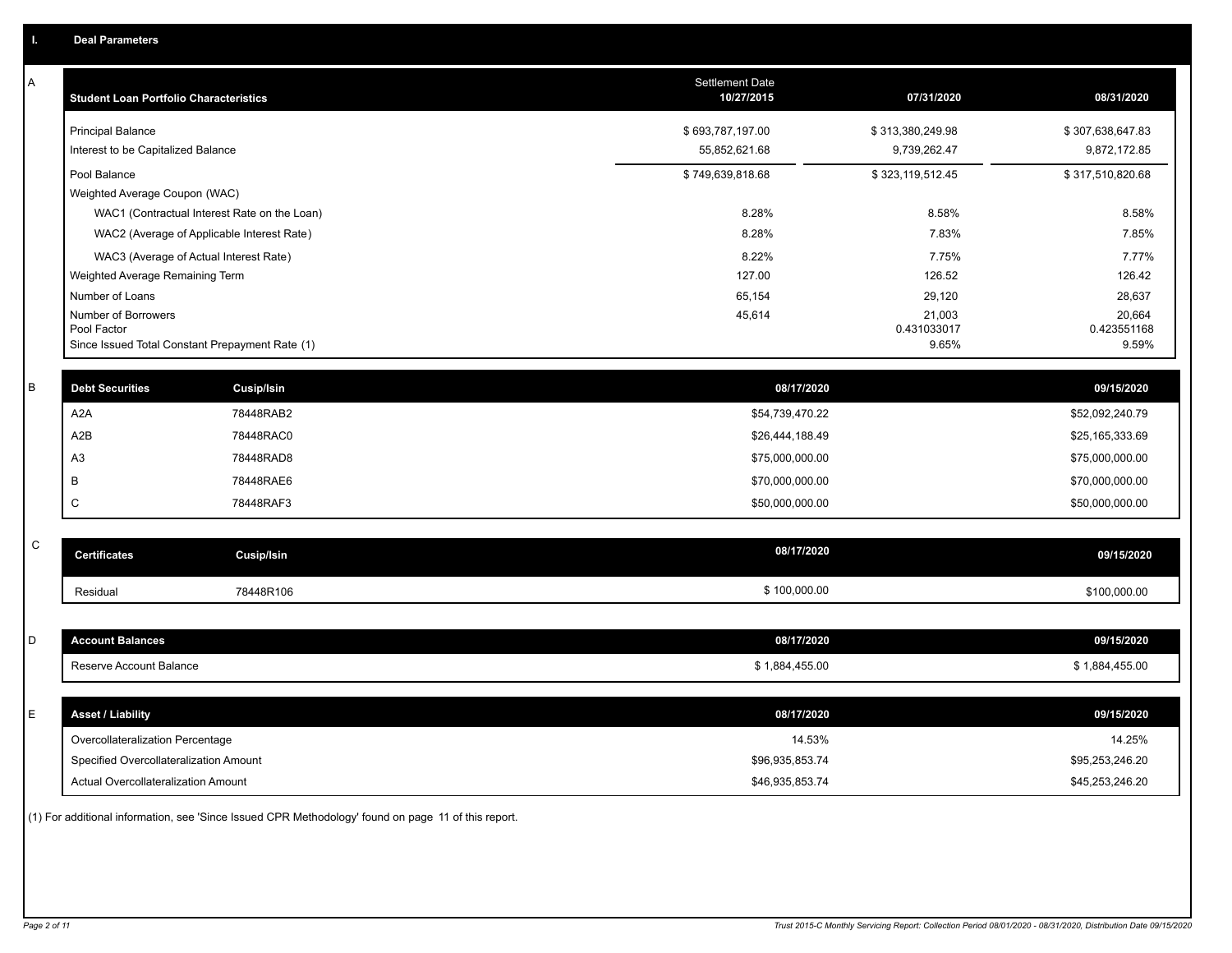## I. Deal Parameters

### A

| Student Loan Portfolio Characteristics | Settlement Date 10/27/2015 | 07/31/2020 | 08/31/2020 |
|---|---|---|---|
| Principal Balance | $ 693,787,197.00 | $ 313,380,249.98 | $ 307,638,647.83 |
| Interest to be Capitalized Balance | 55,852,621.68 | 9,739,262.47 | 9,872,172.85 |
| Pool Balance | $ 749,639,818.68 | $ 323,119,512.45 | $ 317,510,820.68 |
| Weighted Average Coupon (WAC) | | | |
| WAC1 (Contractual Interest Rate on the Loan) | 8.28% | 8.58% | 8.58% |
| WAC2 (Average of Applicable Interest Rate) | 8.28% | 7.83% | 7.85% |
| WAC3 (Average of Actual Interest Rate) | 8.22% | 7.75% | 7.77% |
| Weighted Average Remaining Term | 127.00 | 126.52 | 126.42 |
| Number of Loans | 65,154 | 29,120 | 28,637 |
| Number of Borrowers | 45,614 | 21,003 | 20,664 |
| Pool Factor | | 0.431033017 | 0.423551168 |
| Since Issued Total Constant Prepayment Rate (1) | | 9.65% | 9.59% |

### B

| Debt Securities | Cusip/Isin | 08/17/2020 | 09/15/2020 |
|---|---|---|---|
| A2A | 78448RAB2 | $54,739,470.22 | $52,092,240.79 |
| A2B | 78448RAC0 | $26,444,188.49 | $25,165,333.69 |
| A3 | 78448RAD8 | $75,000,000.00 | $75,000,000.00 |
| B | 78448RAE6 | $70,000,000.00 | $70,000,000.00 |
| C | 78448RAF3 | $50,000,000.00 | $50,000,000.00 |

### C

| Certificates | Cusip/Isin | 08/17/2020 | 09/15/2020 |
|---|---|---|---|
| Residual | 78448R106 | $ 100,000.00 | $100,000.00 |

### D

| Account Balances | 08/17/2020 | 09/15/2020 |
|---|---|---|
| Reserve Account Balance | $ 1,884,455.00 | $ 1,884,455.00 |

### E

| Asset / Liability | 08/17/2020 | 09/15/2020 |
|---|---|---|
| Overcollateralization Percentage | 14.53% | 14.25% |
| Specified Overcollateralization Amount | $96,935,853.74 | $95,253,246.20 |
| Actual Overcollateralization Amount | $46,935,853.74 | $45,253,246.20 |

(1) For additional information, see 'Since Issued CPR Methodology' found on page 11 of this report.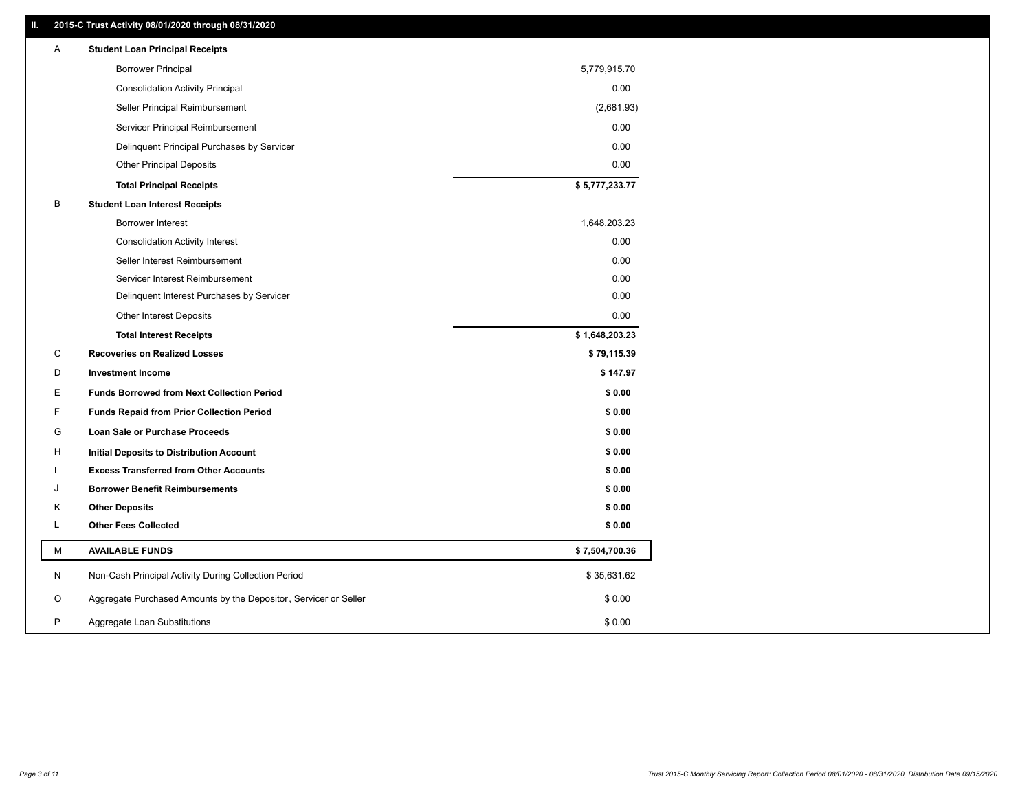## II. 2015-C Trust Activity 08/01/2020 through 08/31/2020

| | | |
|---|---|---|
| A | **Student Loan Principal Receipts** | |
| | Borrower Principal | 5,779,915.70 |
| | Consolidation Activity Principal | 0.00 |
| | Seller Principal Reimbursement | (2,681.93) |
| | Servicer Principal Reimbursement | 0.00 |
| | Delinquent Principal Purchases by Servicer | 0.00 |
| | Other Principal Deposits | 0.00 |
| | **Total Principal Receipts** | **$ 5,777,233.77** |
| B | **Student Loan Interest Receipts** | |
| | Borrower Interest | 1,648,203.23 |
| | Consolidation Activity Interest | 0.00 |
| | Seller Interest Reimbursement | 0.00 |
| | Servicer Interest Reimbursement | 0.00 |
| | Delinquent Interest Purchases by Servicer | 0.00 |
| | Other Interest Deposits | 0.00 |
| | **Total Interest Receipts** | **$ 1,648,203.23** |
| C | **Recoveries on Realized Losses** | **$ 79,115.39** |
| D | **Investment Income** | **$ 147.97** |
| E | **Funds Borrowed from Next Collection Period** | **$ 0.00** |
| F | **Funds Repaid from Prior Collection Period** | **$ 0.00** |
| G | **Loan Sale or Purchase Proceeds** | **$ 0.00** |
| H | **Initial Deposits to Distribution Account** | **$ 0.00** |
| I | **Excess Transferred from Other Accounts** | **$ 0.00** |
| J | **Borrower Benefit Reimbursements** | **$ 0.00** |
| K | **Other Deposits** | **$ 0.00** |
| L | **Other Fees Collected** | **$ 0.00** |
| M | **AVAILABLE FUNDS** | **$ 7,504,700.36** |
| N | Non-Cash Principal Activity During Collection Period | $ 35,631.62 |
| O | Aggregate Purchased Amounts by the Depositor, Servicer or Seller | $ 0.00 |
| P | Aggregate Loan Substitutions | $ 0.00 |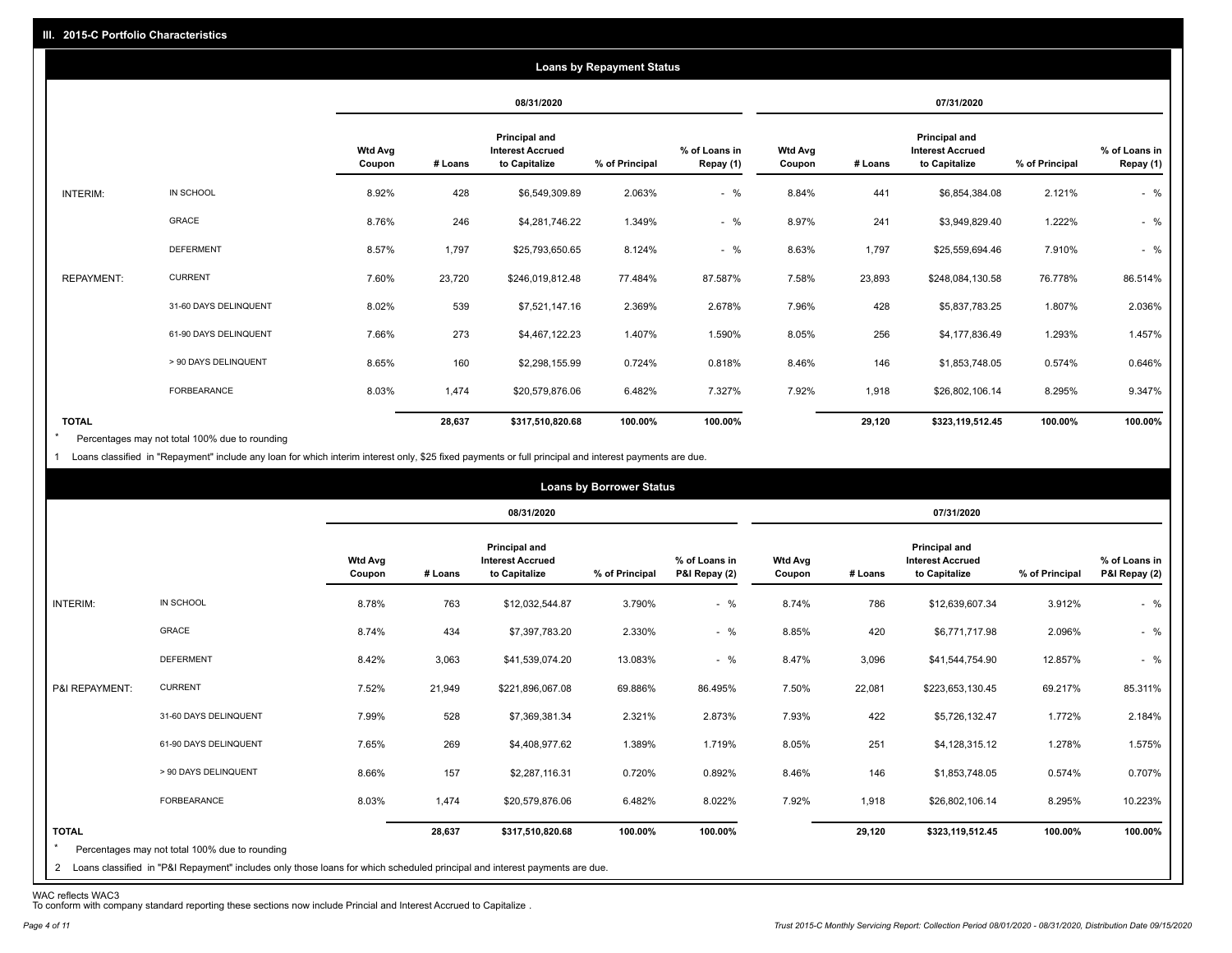## III. 2015-C Portfolio Characteristics

### Loans by Repayment Status

| | | 08/31/2020 | | | | | 07/31/2020 | | | | |
|---|---|---|---|---|---|---|---|---|---|---|---|
| | | Wtd Avg Coupon | # Loans | Principal and Interest Accrued to Capitalize | % of Principal | % of Loans in Repay (1) | Wtd Avg Coupon | # Loans | Principal and Interest Accrued to Capitalize | % of Principal | % of Loans in Repay (1) |
| INTERIM: | IN SCHOOL | 8.92% | 428 | $6,549,309.89 | 2.063% | - % | 8.84% | 441 | $6,854,384.08 | 2.121% | - % |
| | GRACE | 8.76% | 246 | $4,281,746.22 | 1.349% | - % | 8.97% | 241 | $3,949,829.40 | 1.222% | - % |
| | DEFERMENT | 8.57% | 1,797 | $25,793,650.65 | 8.124% | - % | 8.63% | 1,797 | $25,559,694.46 | 7.910% | - % |
| REPAYMENT: | CURRENT | 7.60% | 23,720 | $246,019,812.48 | 77.484% | 87.587% | 7.58% | 23,893 | $248,084,130.58 | 76.778% | 86.514% |
| | 31-60 DAYS DELINQUENT | 8.02% | 539 | $7,521,147.16 | 2.369% | 2.678% | 7.96% | 428 | $5,837,783.25 | 1.807% | 2.036% |
| | 61-90 DAYS DELINQUENT | 7.66% | 273 | $4,467,122.23 | 1.407% | 1.590% | 8.05% | 256 | $4,177,836.49 | 1.293% | 1.457% |
| | > 90 DAYS DELINQUENT | 8.65% | 160 | $2,298,155.99 | 0.724% | 0.818% | 8.46% | 146 | $1,853,748.05 | 0.574% | 0.646% |
| | FORBEARANCE | 8.03% | 1,474 | $20,579,876.06 | 6.482% | 7.327% | 7.92% | 1,918 | $26,802,106.14 | 8.295% | 9.347% |
| TOTAL | | | 28,637 | $317,510,820.68 | 100.00% | 100.00% | | 29,120 | $323,119,512.45 | 100.00% | 100.00% |

\* Percentages may not total 100% due to rounding

1 Loans classified in "Repayment" include any loan for which interim interest only, $25 fixed payments or full principal and interest payments are due.

### Loans by Borrower Status

| | | 08/31/2020 | | | | | 07/31/2020 | | | | |
|---|---|---|---|---|---|---|---|---|---|---|---|
| | | Wtd Avg Coupon | # Loans | Principal and Interest Accrued to Capitalize | % of Principal | % of Loans in P&I Repay (2) | Wtd Avg Coupon | # Loans | Principal and Interest Accrued to Capitalize | % of Principal | % of Loans in P&I Repay (2) |
| INTERIM: | IN SCHOOL | 8.78% | 763 | $12,032,544.87 | 3.790% | - % | 8.74% | 786 | $12,639,607.34 | 3.912% | - % |
| | GRACE | 8.74% | 434 | $7,397,783.20 | 2.330% | - % | 8.85% | 420 | $6,771,717.98 | 2.096% | - % |
| | DEFERMENT | 8.42% | 3,063 | $41,539,074.20 | 13.083% | - % | 8.47% | 3,096 | $41,544,754.90 | 12.857% | - % |
| P&I REPAYMENT: | CURRENT | 7.52% | 21,949 | $221,896,067.08 | 69.886% | 86.495% | 7.50% | 22,081 | $223,653,130.45 | 69.217% | 85.311% |
| | 31-60 DAYS DELINQUENT | 7.99% | 528 | $7,369,381.34 | 2.321% | 2.873% | 7.93% | 422 | $5,726,132.47 | 1.772% | 2.184% |
| | 61-90 DAYS DELINQUENT | 7.65% | 269 | $4,408,977.62 | 1.389% | 1.719% | 8.05% | 251 | $4,128,315.12 | 1.278% | 1.575% |
| | > 90 DAYS DELINQUENT | 8.66% | 157 | $2,287,116.31 | 0.720% | 0.892% | 8.46% | 146 | $1,853,748.05 | 0.574% | 0.707% |
| | FORBEARANCE | 8.03% | 1,474 | $20,579,876.06 | 6.482% | 8.022% | 7.92% | 1,918 | $26,802,106.14 | 8.295% | 10.223% |
| TOTAL | | | 28,637 | $317,510,820.68 | 100.00% | 100.00% | | 29,120 | $323,119,512.45 | 100.00% | 100.00% |

\* Percentages may not total 100% due to rounding

2 Loans classified in "P&I Repayment" includes only those loans for which scheduled principal and interest payments are due.

WAC reflects WAC3
To conform with company standard reporting these sections now include Princial and Interest Accrued to Capitalize .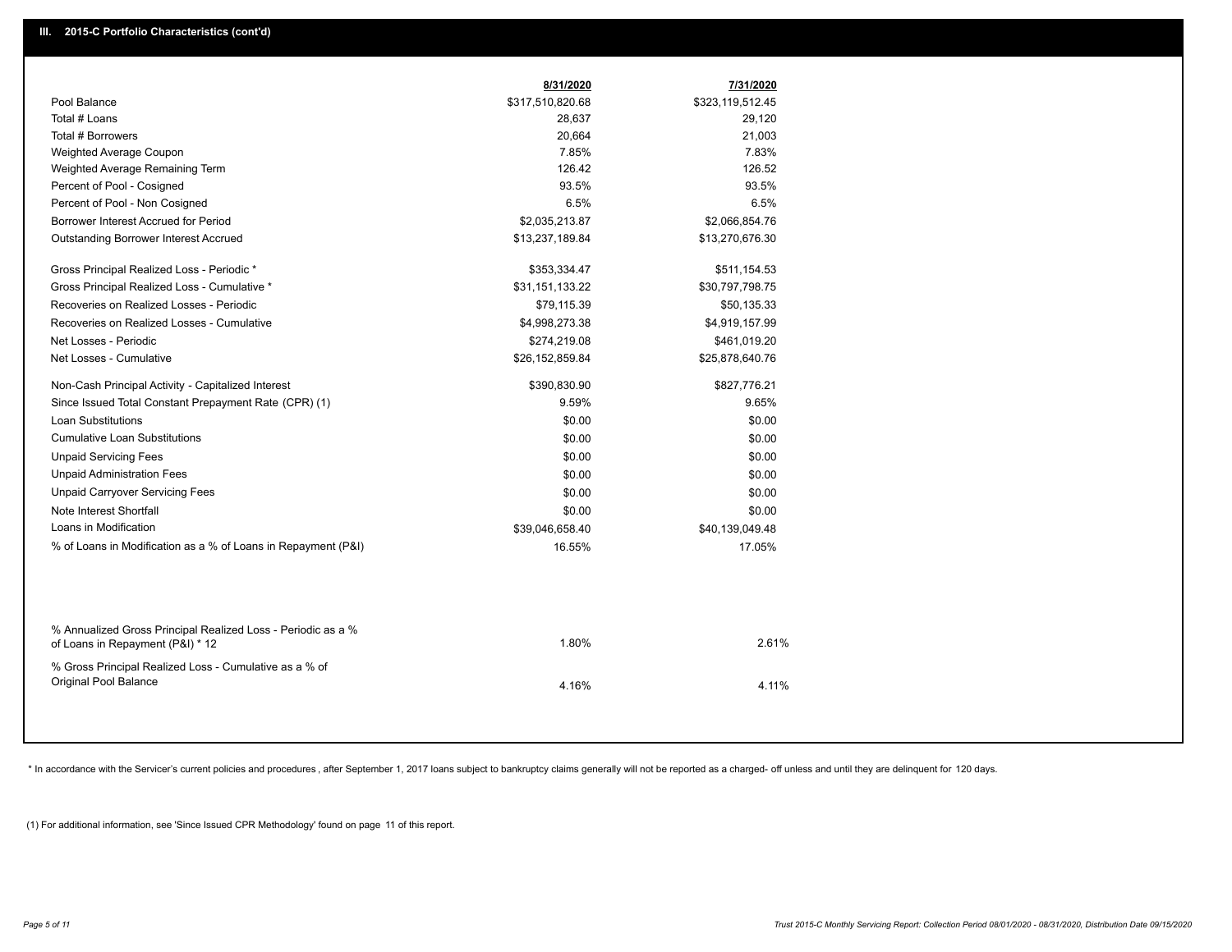## III. 2015-C Portfolio Characteristics (cont'd)

| | 8/31/2020 | 7/31/2020 |
|---|---|---|
| Pool Balance | $317,510,820.68 | $323,119,512.45 |
| Total # Loans | 28,637 | 29,120 |
| Total # Borrowers | 20,664 | 21,003 |
| Weighted Average Coupon | 7.85% | 7.83% |
| Weighted Average Remaining Term | 126.42 | 126.52 |
| Percent of Pool - Cosigned | 93.5% | 93.5% |
| Percent of Pool - Non Cosigned | 6.5% | 6.5% |
| Borrower Interest Accrued for Period | $2,035,213.87 | $2,066,854.76 |
| Outstanding Borrower Interest Accrued | $13,237,189.84 | $13,270,676.30 |
| Gross Principal Realized Loss - Periodic * | $353,334.47 | $511,154.53 |
| Gross Principal Realized Loss - Cumulative * | $31,151,133.22 | $30,797,798.75 |
| Recoveries on Realized Losses - Periodic | $79,115.39 | $50,135.33 |
| Recoveries on Realized Losses - Cumulative | $4,998,273.38 | $4,919,157.99 |
| Net Losses - Periodic | $274,219.08 | $461,019.20 |
| Net Losses - Cumulative | $26,152,859.84 | $25,878,640.76 |
| Non-Cash Principal Activity - Capitalized Interest | $390,830.90 | $827,776.21 |
| Since Issued Total Constant Prepayment Rate (CPR) (1) | 9.59% | 9.65% |
| Loan Substitutions | $0.00 | $0.00 |
| Cumulative Loan Substitutions | $0.00 | $0.00 |
| Unpaid Servicing Fees | $0.00 | $0.00 |
| Unpaid Administration Fees | $0.00 | $0.00 |
| Unpaid Carryover Servicing Fees | $0.00 | $0.00 |
| Note Interest Shortfall | $0.00 | $0.00 |
| Loans in Modification | $39,046,658.40 | $40,139,049.48 |
| % of Loans in Modification as a % of Loans in Repayment (P&I) | 16.55% | 17.05% |
| % Annualized Gross Principal Realized Loss - Periodic as a % of Loans in Repayment (P&I) * 12 | 1.80% | 2.61% |
| % Gross Principal Realized Loss - Cumulative as a % of Original Pool Balance | 4.16% | 4.11% |

* In accordance with the Servicer's current policies and procedures , after September 1, 2017 loans subject to bankruptcy claims generally will not be reported as a charged- off unless and until they are delinquent for 120 days.

(1) For additional information, see 'Since Issued CPR Methodology' found on page 11 of this report.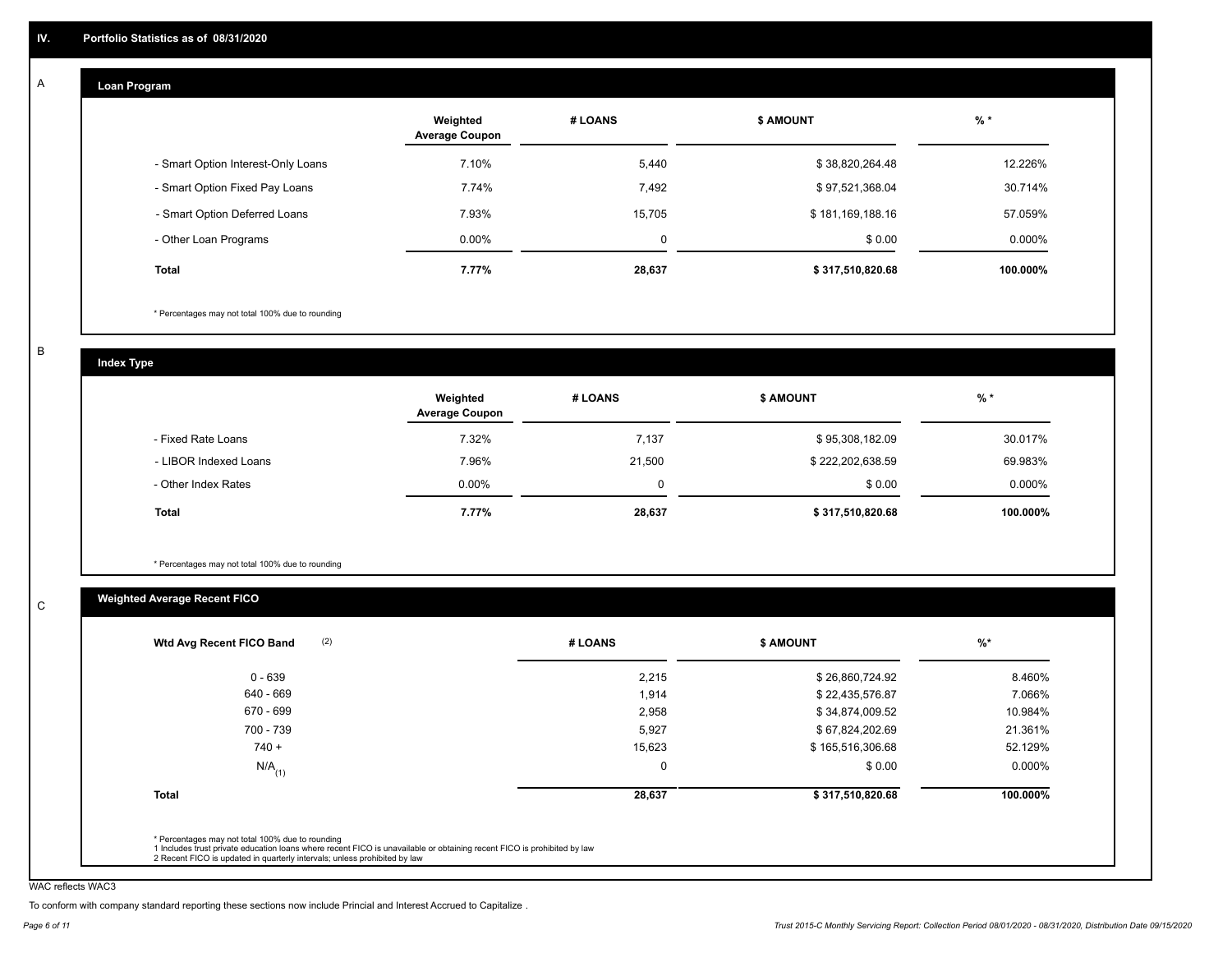## IV. Portfolio Statistics as of 08/31/2020

### A

#### Loan Program

| | Weighted Average Coupon | # LOANS | $ AMOUNT | % * |
|---|---|---|---|---|
| - Smart Option Interest-Only Loans | 7.10% | 5,440 | $ 38,820,264.48 | 12.226% |
| - Smart Option Fixed Pay Loans | 7.74% | 7,492 | $ 97,521,368.04 | 30.714% |
| - Smart Option Deferred Loans | 7.93% | 15,705 | $ 181,169,188.16 | 57.059% |
| - Other Loan Programs | 0.00% | 0 | $ 0.00 | 0.000% |
| **Total** | **7.77%** | **28,637** | **$ 317,510,820.68** | **100.000%** |

* Percentages may not total 100% due to rounding

### B

#### Index Type

| | Weighted Average Coupon | # LOANS | $ AMOUNT | % * |
|---|---|---|---|---|
| - Fixed Rate Loans | 7.32% | 7,137 | $ 95,308,182.09 | 30.017% |
| - LIBOR Indexed Loans | 7.96% | 21,500 | $ 222,202,638.59 | 69.983% |
| - Other Index Rates | 0.00% | 0 | $ 0.00 | 0.000% |
| **Total** | **7.77%** | **28,637** | **$ 317,510,820.68** | **100.000%** |

* Percentages may not total 100% due to rounding

### C

#### Weighted Average Recent FICO

| Wtd Avg Recent FICO Band (2) | # LOANS | $ AMOUNT | %* |
|---|---|---|---|
| 0 - 639 | 2,215 | $ 26,860,724.92 | 8.460% |
| 640 - 669 | 1,914 | $ 22,435,576.87 | 7.066% |
| 670 - 699 | 2,958 | $ 34,874,009.52 | 10.984% |
| 700 - 739 | 5,927 | $ 67,824,202.69 | 21.361% |
| 740 + | 15,623 | $ 165,516,306.68 | 52.129% |
| N/A (1) | 0 | $ 0.00 | 0.000% |
| **Total** | **28,637** | **$ 317,510,820.68** | **100.000%** |

* Percentages may not total 100% due to rounding
1 Includes trust private education loans where recent FICO is unavailable or obtaining recent FICO is prohibited by law
2 Recent FICO is updated in quarterly intervals; unless prohibited by law

WAC reflects WAC3

To conform with company standard reporting these sections now include Princial and Interest Accrued to Capitalize .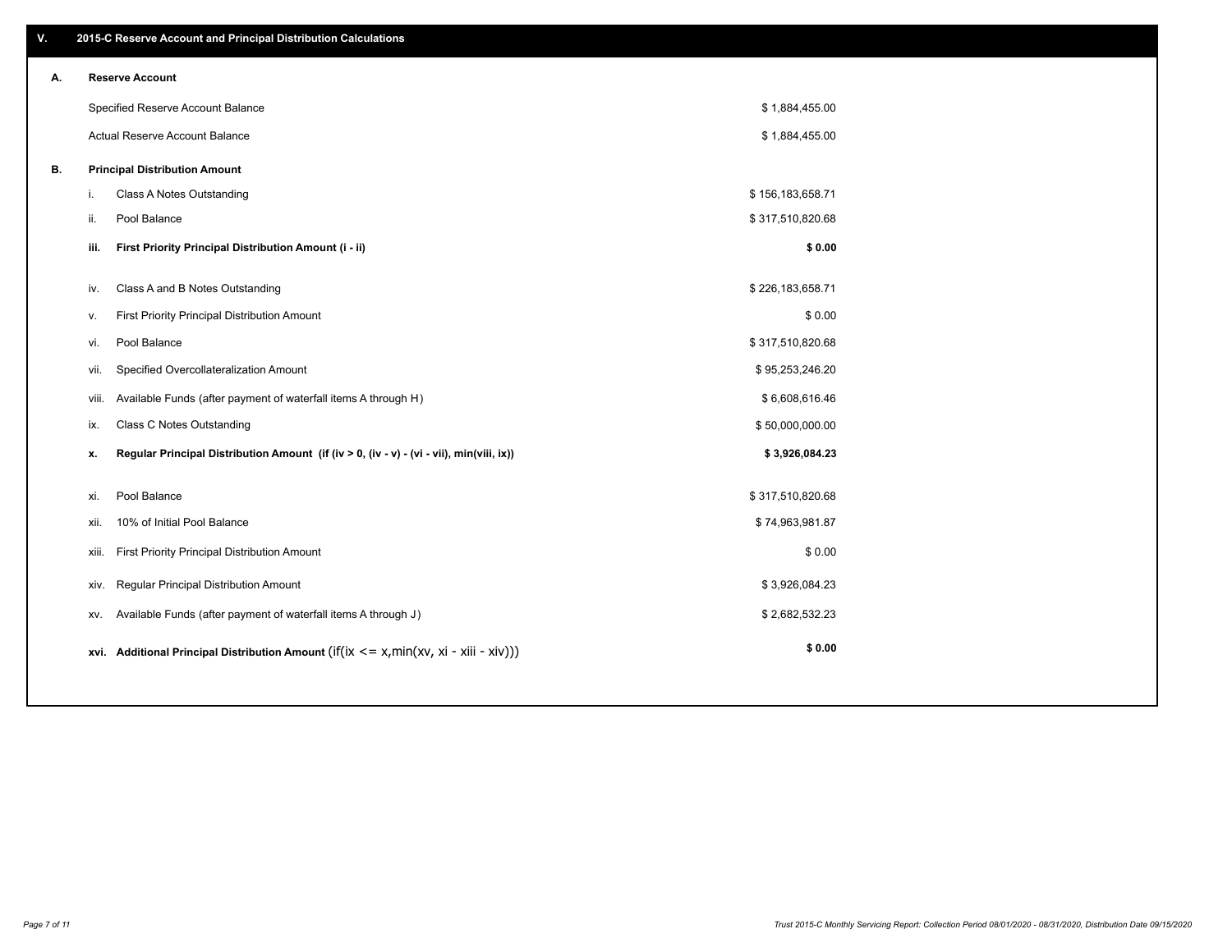## V. 2015-C Reserve Account and Principal Distribution Calculations

| | | | |
|---|---|---|---|
| **A.** | **Reserve Account** | | |
| | Specified Reserve Account Balance | | $ 1,884,455.00 |
| | Actual Reserve Account Balance | | $ 1,884,455.00 |
| **B.** | **Principal Distribution Amount** | | |
| | i. | Class A Notes Outstanding | $ 156,183,658.71 |
| | ii. | Pool Balance | $ 317,510,820.68 |
| | **iii.** | **First Priority Principal Distribution Amount (i - ii)** | **$ 0.00** |
| | iv. | Class A and B Notes Outstanding | $ 226,183,658.71 |
| | v. | First Priority Principal Distribution Amount | $ 0.00 |
| | vi. | Pool Balance | $ 317,510,820.68 |
| | vii. | Specified Overcollateralization Amount | $ 95,253,246.20 |
| | viii. | Available Funds (after payment of waterfall items A through H) | $ 6,608,616.46 |
| | ix. | Class C Notes Outstanding | $ 50,000,000.00 |
| | **x.** | **Regular Principal Distribution Amount (if (iv > 0, (iv - v) - (vi - vii), min(viii, ix))** | **$ 3,926,084.23** |
| | xi. | Pool Balance | $ 317,510,820.68 |
| | xii. | 10% of Initial Pool Balance | $ 74,963,981.87 |
| | xiii. | First Priority Principal Distribution Amount | $ 0.00 |
| | xiv. | Regular Principal Distribution Amount | $ 3,926,084.23 |
| | xv. | Available Funds (after payment of waterfall items A through J) | $ 2,682,532.23 |
| | **xvi.** | **Additional Principal Distribution Amount** (if(ix <= x,min(xv, xi - xiii - xiv))) | **$ 0.00** |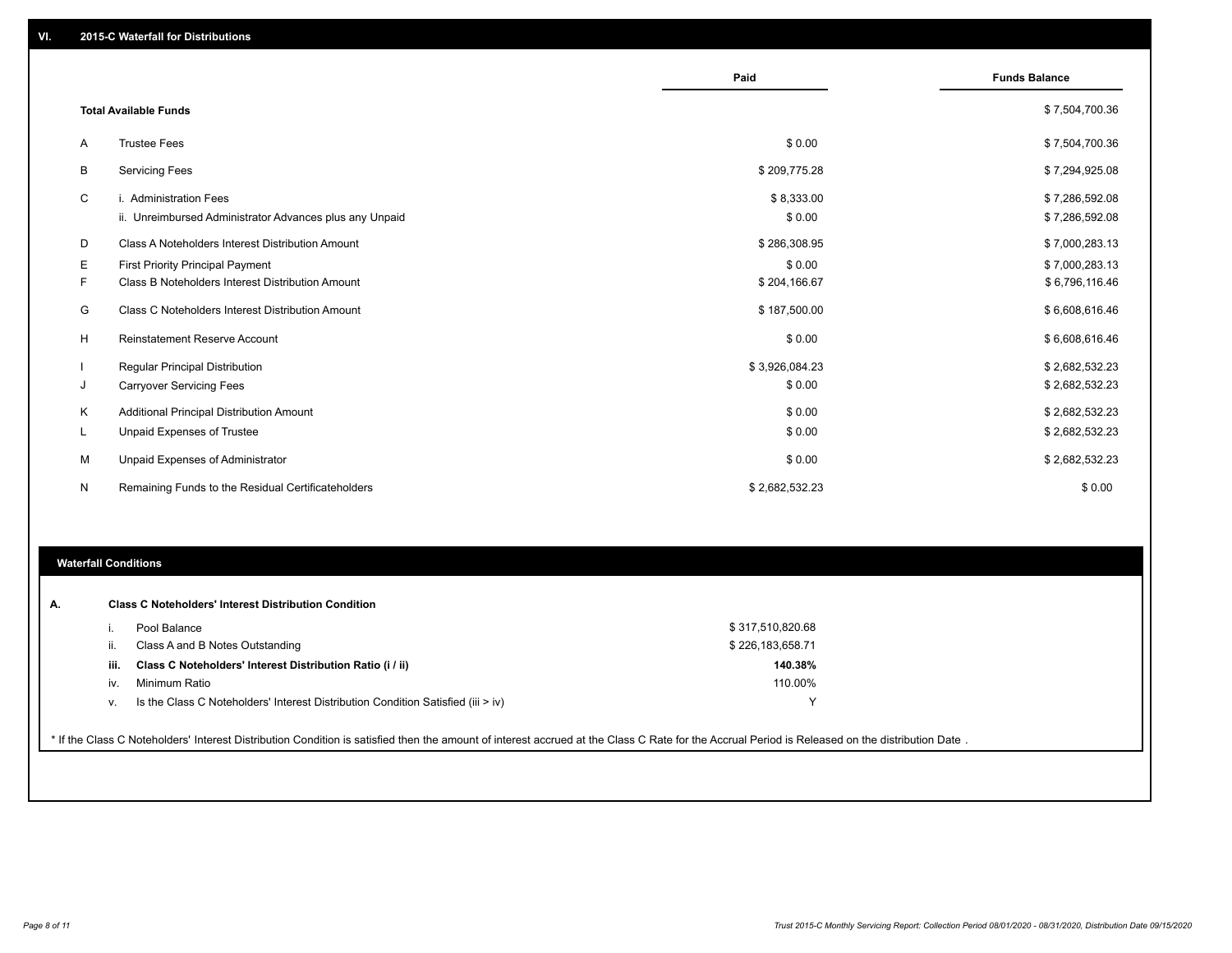## VI. 2015-C Waterfall for Distributions

| | | Paid | Funds Balance |
|---|---|---|---|
| | **Total Available Funds** | | $ 7,504,700.36 |
| A | Trustee Fees | $ 0.00 | $ 7,504,700.36 |
| B | Servicing Fees | $ 209,775.28 | $ 7,294,925.08 |
| C | i. Administration Fees | $ 8,333.00 | $ 7,286,592.08 |
| | ii. Unreimbursed Administrator Advances plus any Unpaid | $ 0.00 | $ 7,286,592.08 |
| D | Class A Noteholders Interest Distribution Amount | $ 286,308.95 | $ 7,000,283.13 |
| E | First Priority Principal Payment | $ 0.00 | $ 7,000,283.13 |
| F | Class B Noteholders Interest Distribution Amount | $ 204,166.67 | $ 6,796,116.46 |
| G | Class C Noteholders Interest Distribution Amount | $ 187,500.00 | $ 6,608,616.46 |
| H | Reinstatement Reserve Account | $ 0.00 | $ 6,608,616.46 |
| I | Regular Principal Distribution | $ 3,926,084.23 | $ 2,682,532.23 |
| J | Carryover Servicing Fees | $ 0.00 | $ 2,682,532.23 |
| K | Additional Principal Distribution Amount | $ 0.00 | $ 2,682,532.23 |
| L | Unpaid Expenses of Trustee | $ 0.00 | $ 2,682,532.23 |
| M | Unpaid Expenses of Administrator | $ 0.00 | $ 2,682,532.23 |
| N | Remaining Funds to the Residual Certificateholders | $ 2,682,532.23 | $ 0.00 |

## Waterfall Conditions

| | | | |
|---|---|---|---|
| **A.** | **Class C Noteholders' Interest Distribution Condition** | | |
| | i. | Pool Balance | $ 317,510,820.68 |
| | ii. | Class A and B Notes Outstanding | $ 226,183,658.71 |
| | **iii.** | **Class C Noteholders' Interest Distribution Ratio (i / ii)** | **140.38%** |
| | iv. | Minimum Ratio | 110.00% |
| | v. | Is the Class C Noteholders' Interest Distribution Condition Satisfied (iii > iv) | Y |

* If the Class C Noteholders' Interest Distribution Condition is satisfied then the amount of interest accrued at the Class C Rate for the Accrual Period is Released on the distribution Date .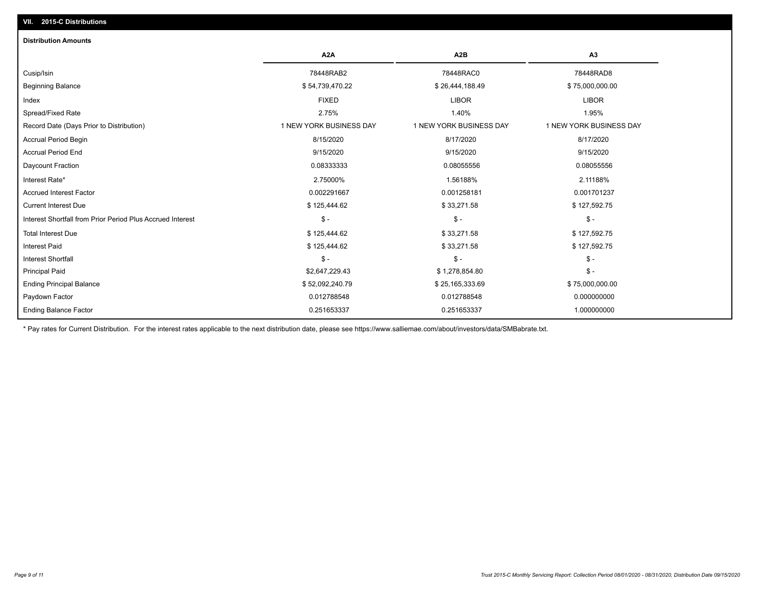## VII. 2015-C Distributions

### Distribution Amounts

| | A2A | A2B | A3 |
|---|---|---|---|
| Cusip/Isin | 78448RAB2 | 78448RAC0 | 78448RAD8 |
| Beginning Balance | $ 54,739,470.22 | $ 26,444,188.49 | $ 75,000,000.00 |
| Index | FIXED | LIBOR | LIBOR |
| Spread/Fixed Rate | 2.75% | 1.40% | 1.95% |
| Record Date (Days Prior to Distribution) | 1 NEW YORK BUSINESS DAY | 1 NEW YORK BUSINESS DAY | 1 NEW YORK BUSINESS DAY |
| Accrual Period Begin | 8/15/2020 | 8/17/2020 | 8/17/2020 |
| Accrual Period End | 9/15/2020 | 9/15/2020 | 9/15/2020 |
| Daycount Fraction | 0.08333333 | 0.08055556 | 0.08055556 |
| Interest Rate* | 2.75000% | 1.56188% | 2.11188% |
| Accrued Interest Factor | 0.002291667 | 0.001258181 | 0.001701237 |
| Current Interest Due | $ 125,444.62 | $ 33,271.58 | $ 127,592.75 |
| Interest Shortfall from Prior Period Plus Accrued Interest | $ - | $ - | $ - |
| Total Interest Due | $ 125,444.62 | $ 33,271.58 | $ 127,592.75 |
| Interest Paid | $ 125,444.62 | $ 33,271.58 | $ 127,592.75 |
| Interest Shortfall | $ - | $ - | $ - |
| Principal Paid | $2,647,229.43 | $ 1,278,854.80 | $ - |
| Ending Principal Balance | $ 52,092,240.79 | $ 25,165,333.69 | $ 75,000,000.00 |
| Paydown Factor | 0.012788548 | 0.012788548 | 0.000000000 |
| Ending Balance Factor | 0.251653337 | 0.251653337 | 1.000000000 |

* Pay rates for Current Distribution. For the interest rates applicable to the next distribution date, please see https://www.salliemae.com/about/investors/data/SMBabrate.txt.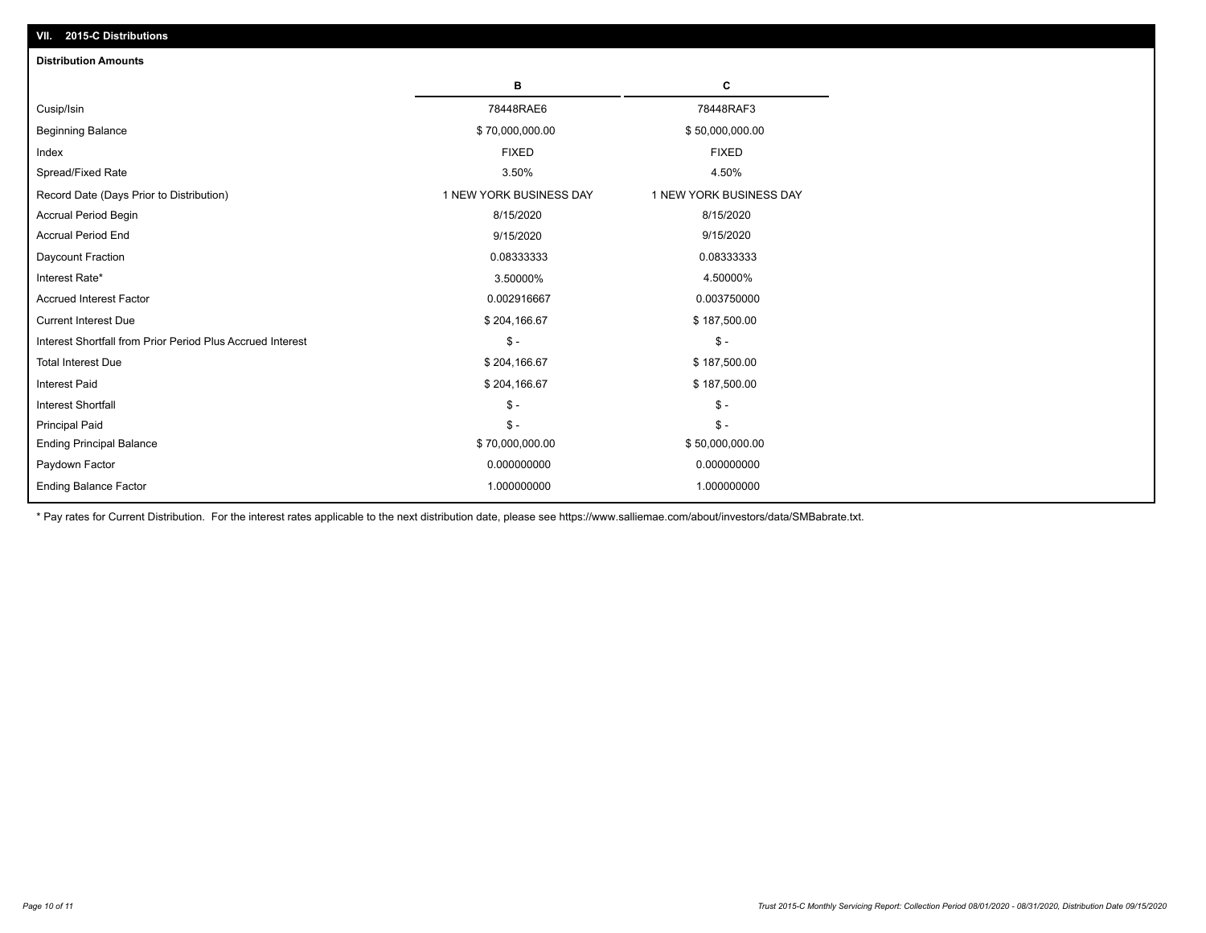## VII. 2015-C Distributions

### Distribution Amounts

| | B | C |
|---|---|---|
| Cusip/Isin | 78448RAE6 | 78448RAF3 |
| Beginning Balance | $ 70,000,000.00 | $ 50,000,000.00 |
| Index | FIXED | FIXED |
| Spread/Fixed Rate | 3.50% | 4.50% |
| Record Date (Days Prior to Distribution) | 1 NEW YORK BUSINESS DAY | 1 NEW YORK BUSINESS DAY |
| Accrual Period Begin | 8/15/2020 | 8/15/2020 |
| Accrual Period End | 9/15/2020 | 9/15/2020 |
| Daycount Fraction | 0.08333333 | 0.08333333 |
| Interest Rate* | 3.50000% | 4.50000% |
| Accrued Interest Factor | 0.002916667 | 0.003750000 |
| Current Interest Due | $ 204,166.67 | $ 187,500.00 |
| Interest Shortfall from Prior Period Plus Accrued Interest | $ - | $ - |
| Total Interest Due | $ 204,166.67 | $ 187,500.00 |
| Interest Paid | $ 204,166.67 | $ 187,500.00 |
| Interest Shortfall | $ - | $ - |
| Principal Paid | $ - | $ - |
| Ending Principal Balance | $ 70,000,000.00 | $ 50,000,000.00 |
| Paydown Factor | 0.000000000 | 0.000000000 |
| Ending Balance Factor | 1.000000000 | 1.000000000 |

* Pay rates for Current Distribution. For the interest rates applicable to the next distribution date, please see https://www.salliemae.com/about/investors/data/SMBabrate.txt.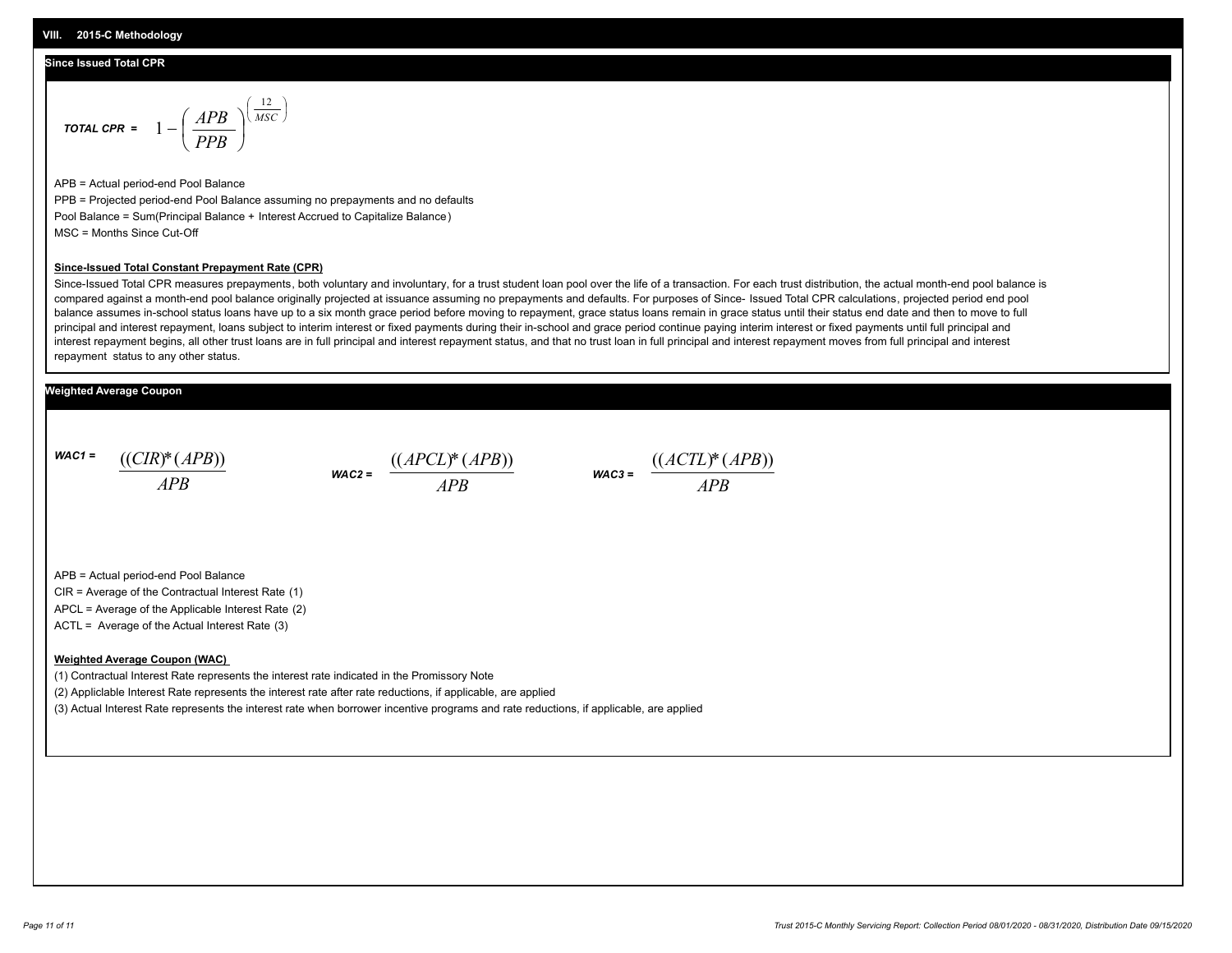## VIII. 2015-C Methodology

### Since Issued Total CPR

**_TOTAL CPR =_**

$$1 - \left( \frac{APB}{PPB} \right)^{\left( \frac{12}{MSC} \right)}$$

APB = Actual period-end Pool Balance

PPB = Projected period-end Pool Balance assuming no prepayments and no defaults

Pool Balance = Sum(Principal Balance + Interest Accrued to Capitalize Balance)

MSC = Months Since Cut-Off

**Since-Issued Total Constant Prepayment Rate (CPR)**

Since-Issued Total CPR measures prepayments, both voluntary and involuntary, for a trust student loan pool over the life of a transaction. For each trust distribution, the actual month-end pool balance is compared against a month-end pool balance originally projected at issuance assuming no prepayments and defaults. For purposes of Since- Issued Total CPR calculations, projected period end pool balance assumes in-school status loans have up to a six month grace period before moving to repayment, grace status loans remain in grace status until their status end date and then to move to full principal and interest repayment, loans subject to interim interest or fixed payments during their in-school and grace period continue paying interim interest or fixed payments until full principal and interest repayment begins, all other trust loans are in full principal and interest repayment status, and that no trust loan in full principal and interest repayment moves from full principal and interest repayment status to any other status.

### Weighted Average Coupon

**_WAC1 =_**

$$\frac{((CIR)*(APB))}{APB}$$

**_WAC2 =_**

$$\frac{((APCL)*(APB))}{APB}$$

**_WAC3 =_**

$$\frac{((ACTL)*(APB))}{APB}$$

APB = Actual period-end Pool Balance

CIR = Average of the Contractual Interest Rate (1)

APCL = Average of the Applicable Interest Rate (2)

ACTL = Average of the Actual Interest Rate (3)

**Weighted Average Coupon (WAC)**

(1) Contractual Interest Rate represents the interest rate indicated in the Promissory Note

(2) Appliclable Interest Rate represents the interest rate after rate reductions, if applicable, are applied

(3) Actual Interest Rate represents the interest rate when borrower incentive programs and rate reductions, if applicable, are applied